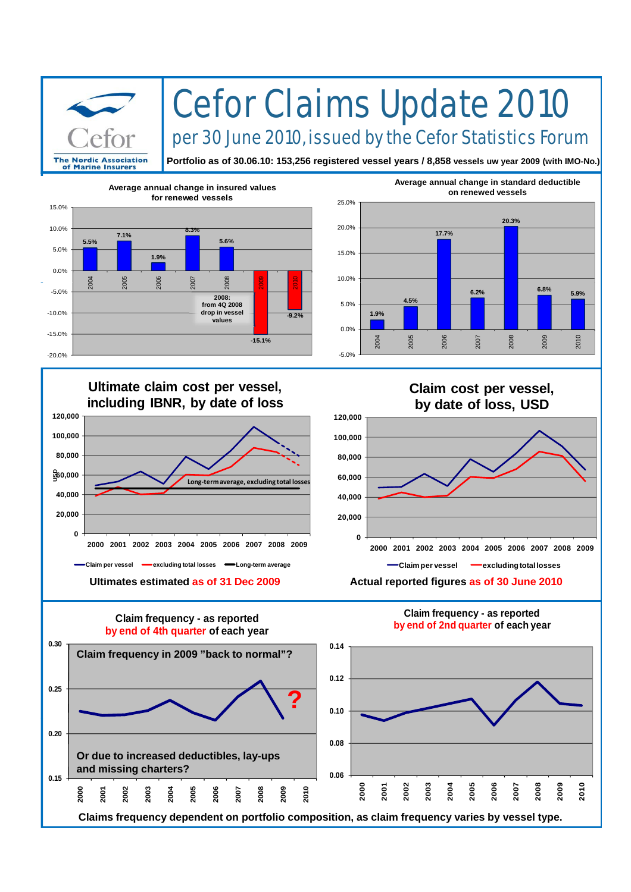# Cefor Claims Update 2010

## per 30 June 2010, issued by the Cefor Statistics Forum

Cefor — The Nordic Association of Marine Insurers

**Portfolio as of 30.06.10: 153,256 registered vessel years / 8,858 vessels uw year 2009 (with IMO-No.)**

### Average annual change in insured values for renewed vessels

| Year | Change |
|---|---|
| 2004 | 5.5% |
| 2005 | 7.1% |
| 2006 | 1.9% |
| 2007 | 8.3% |
| 2008 | 5.6% |
| 2009 | -15.1% |
| 2010 | -9.2% |

2008: from 4Q 2008 drop in vessel values

### Average annual change in standard deductible on renewed vessels

| Year | Change |
|---|---|
| 2004 | 1.9% |
| 2005 | 4.5% |
| 2006 | 17.7% |
| 2007 | 6.2% |
| 2008 | 20.3% |
| 2009 | 6.8% |
| 2010 | 5.9% |

### Ultimate claim cost per vessel, including IBNR, by date of loss

Long-term average, excluding total losses

Claim per vessel — excluding total losses — Long-term average

Ultimates estimated as of 31 Dec 2009

### Claim cost per vessel, by date of loss, USD

Claim per vessel — excluding total losses

Actual reported figures as of 30 June 2010

### Claim frequency - as reported by end of 4th quarter of each year

Claim frequency in 2009 "back to normal"?

Or due to increased deductibles, lay-ups and missing charters?

### Claim frequency - as reported by end of 2nd quarter of each year

**Claims frequency dependent on portfolio composition, as claim frequency varies by vessel type.**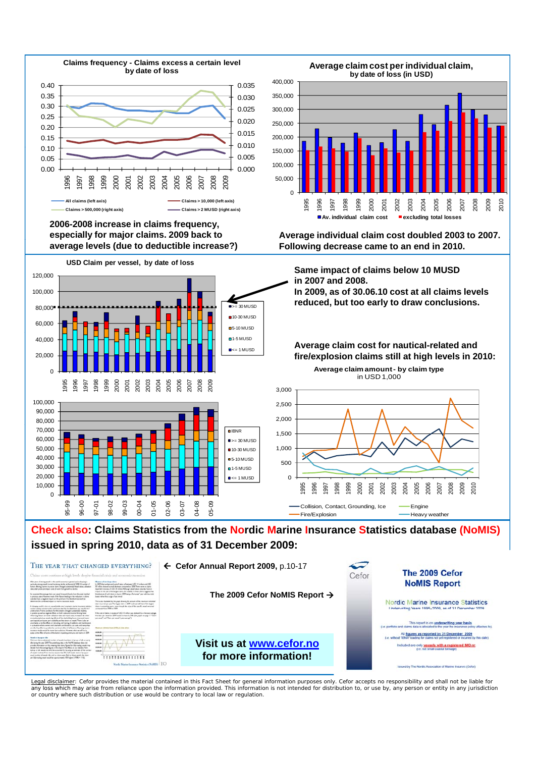**Claims frequency - Claims excess a certain level by date of loss**

0.40 0.35 0.30 0.25 0.20 0.15 0.10 0.05 0.00

0.035 0.030 0.025 0.020 0.015 0.010 0.005 0.000

1996 1997 1998 1999 2000 2001 2002 2003 2004 2005 2006 2007 2008 2009

All claims (left axis) — Claims > 10,000 (left axis) — Claims > 500,000 (right axis) — Claims > 2 MUSD (right axis)

**2006-2008 increase in claims frequency, especially for major claims. 2009 back to average levels (due to deductible increase?)**

**Average claim cost per individual claim, by date of loss (in USD)**

400,000 350,000 300,000 250,000 200,000 150,000 100,000 50,000 0

1995 1996 1997 1998 1999 2000 2001 2002 2003 2004 2005 2006 2007 2008 2009 2010

Av. individual claim cost — excluding total losses

**Average individual claim cost doubled 2003 to 2007. Following decrease came to an end in 2010.**

**USD Claim per vessel, by date of loss**

120,000 100,000 80,000 60,000 40,000 20,000 0

1995 1996 1997 1998 1999 2000 2001 2002 2003 2004 2005 2006 2007 2008 2009

>= 30 MUSD — 10-30 MUSD — 5-10 MUSD — 1-5 MUSD — <= 1 MUSD

100,000 90,000 80,000 70,000 60,000 50,000 40,000 30,000 20,000 10,000 0

95-99 96-00 97-01 98-02 99-03 00-04 01-05 02-06 03-07 04-08 05-09

IBNR — >= 30 MUSD — 10-30 MUSD — 5-10 MUSD — 1-5 MUSD — <= 1 MUSD

**Same impact of claims below 10 MUSD in 2007 and 2008.**
**In 2009, as of 30.06.10 cost at all claims levels reduced, but too early to draw conclusions.**

**Average claim cost for nautical-related and fire/explosion claims still at high levels in 2010:**

**Average claim amount - by claim type**
in USD 1,000

3,000 2,500 2,000 1,500 1,000 500 0

1995 1996 1997 1998 1999 2000 2001 2002 2003 2004 2005 2006 2007 2008 2009 2010

Collision, Contact, Grounding, Ice — Engine — Fire/Explosion — Heavy weather

## Check also: Claims Statistics from the Nordic Marine Insurance Statistics database (NoMIS) issued in spring 2010, data as of 31 December 2009:

THE YEAR THAT CHANGED EVERYTHING?

← **Cefor Annual Report 2009**, p.10-17

**The 2009 Cefor NoMIS Report →**

**Visit us at www.cefor.no for more information!**

Cefor

**The 2009 Cefor NoMIS Report**

Nordic Marine Insurance Statistics
Underwriting Years 1995–2009, as of 31 December 2009

This report is on underwriting year basis
(i.e. portfolio and claims data is allocated to the year the insurance policy attaches to)

All figures as reported by 31 December 2009
(i.e. without 'IBNR' loading for claims not yet registered or incurred by this date)

Included are only vessels with a registered IMO-nr
(i.e. not small coastal tonnage)

Issued by The Nordic Association of Marine Insurers (Cefor)

Legal disclaimer: Cefor provides the material contained in this Fact Sheet for general information purposes only. Cefor accepts no responsibility and shall not be liable for any loss which may arise from reliance upon the information provided. This information is not intended for distribution to, or use by, any person or entity in any jurisdiction or country where such distribution or use would be contrary to local law or regulation.